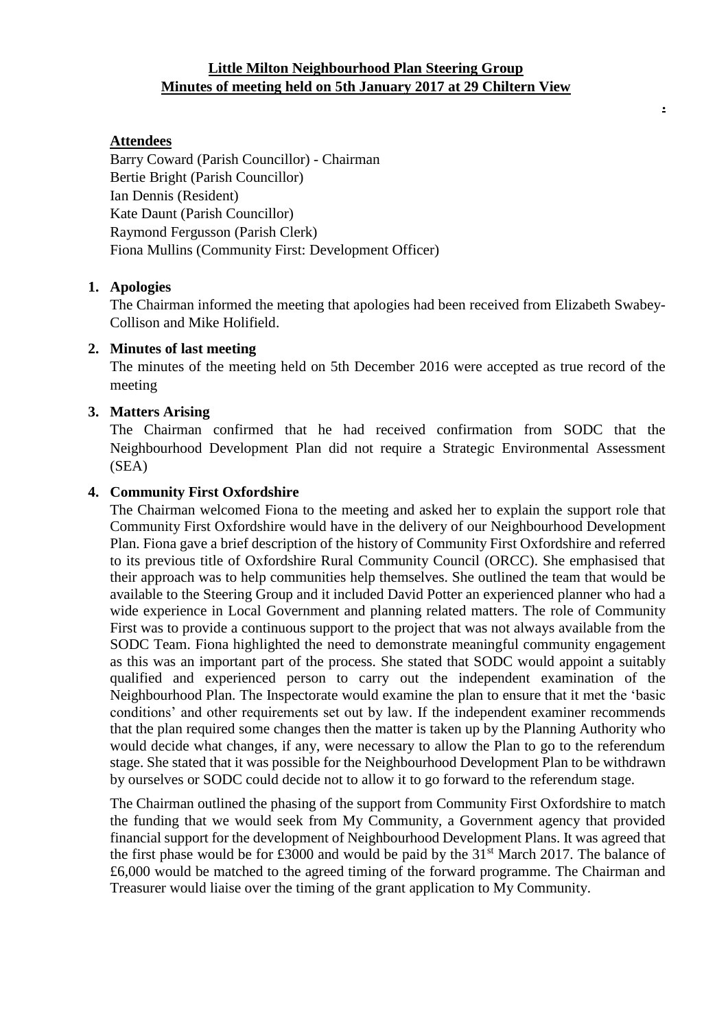**Little Milton Neighbourhood Plan Steering Group**
**Minutes of meeting held on 5th January 2017 at 29 Chiltern View**

**Attendees**

Barry Coward (Parish Councillor) - Chairman
Bertie Bright (Parish Councillor)
Ian Dennis (Resident)
Kate Daunt (Parish Councillor)
Raymond Fergusson (Parish Clerk)
Fiona Mullins (Community First: Development Officer)

1. **Apologies**

   The Chairman informed the meeting that apologies had been received from Elizabeth Swabey-Collison and Mike Holifield.

2. **Minutes of last meeting**

   The minutes of the meeting held on 5th December 2016 were accepted as true record of the meeting

3. **Matters Arising**

   The Chairman confirmed that he had received confirmation from SODC that the Neighbourhood Development Plan did not require a Strategic Environmental Assessment (SEA)

4. **Community First Oxfordshire**

   The Chairman welcomed Fiona to the meeting and asked her to explain the support role that Community First Oxfordshire would have in the delivery of our Neighbourhood Development Plan. Fiona gave a brief description of the history of Community First Oxfordshire and referred to its previous title of Oxfordshire Rural Community Council (ORCC). She emphasised that their approach was to help communities help themselves. She outlined the team that would be available to the Steering Group and it included David Potter an experienced planner who had a wide experience in Local Government and planning related matters. The role of Community First was to provide a continuous support to the project that was not always available from the SODC Team. Fiona highlighted the need to demonstrate meaningful community engagement as this was an important part of the process. She stated that SODC would appoint a suitably qualified and experienced person to carry out the independent examination of the Neighbourhood Plan. The Inspectorate would examine the plan to ensure that it met the 'basic conditions' and other requirements set out by law. If the independent examiner recommends that the plan required some changes then the matter is taken up by the Planning Authority who would decide what changes, if any, were necessary to allow the Plan to go to the referendum stage. She stated that it was possible for the Neighbourhood Development Plan to be withdrawn by ourselves or SODC could decide not to allow it to go forward to the referendum stage.

   The Chairman outlined the phasing of the support from Community First Oxfordshire to match the funding that we would seek from My Community, a Government agency that provided financial support for the development of Neighbourhood Development Plans. It was agreed that the first phase would be for £3000 and would be paid by the 31st March 2017. The balance of £6,000 would be matched to the agreed timing of the forward programme. The Chairman and Treasurer would liaise over the timing of the grant application to My Community.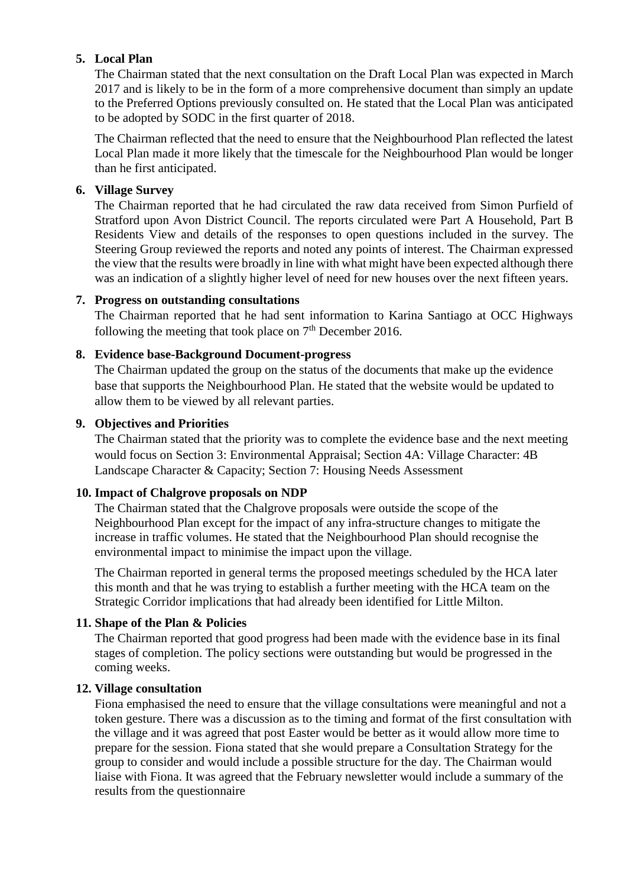5. **Local Plan**

   The Chairman stated that the next consultation on the Draft Local Plan was expected in March 2017 and is likely to be in the form of a more comprehensive document than simply an update to the Preferred Options previously consulted on. He stated that the Local Plan was anticipated to be adopted by SODC in the first quarter of 2018.

   The Chairman reflected that the need to ensure that the Neighbourhood Plan reflected the latest Local Plan made it more likely that the timescale for the Neighbourhood Plan would be longer than he first anticipated.

6. **Village Survey**

   The Chairman reported that he had circulated the raw data received from Simon Purfield of Stratford upon Avon District Council. The reports circulated were Part A Household, Part B Residents View and details of the responses to open questions included in the survey. The Steering Group reviewed the reports and noted any points of interest. The Chairman expressed the view that the results were broadly in line with what might have been expected although there was an indication of a slightly higher level of need for new houses over the next fifteen years.

7. **Progress on outstanding consultations**

   The Chairman reported that he had sent information to Karina Santiago at OCC Highways following the meeting that took place on 7th December 2016.

8. **Evidence base-Background Document-progress**

   The Chairman updated the group on the status of the documents that make up the evidence base that supports the Neighbourhood Plan. He stated that the website would be updated to allow them to be viewed by all relevant parties.

9. **Objectives and Priorities**

   The Chairman stated that the priority was to complete the evidence base and the next meeting would focus on Section 3: Environmental Appraisal; Section 4A: Village Character: 4B Landscape Character & Capacity; Section 7: Housing Needs Assessment

10. **Impact of Chalgrove proposals on NDP**

    The Chairman stated that the Chalgrove proposals were outside the scope of the Neighbourhood Plan except for the impact of any infra-structure changes to mitigate the increase in traffic volumes. He stated that the Neighbourhood Plan should recognise the environmental impact to minimise the impact upon the village.

    The Chairman reported in general terms the proposed meetings scheduled by the HCA later this month and that he was trying to establish a further meeting with the HCA team on the Strategic Corridor implications that had already been identified for Little Milton.

11. **Shape of the Plan & Policies**

    The Chairman reported that good progress had been made with the evidence base in its final stages of completion. The policy sections were outstanding but would be progressed in the coming weeks.

12. **Village consultation**

    Fiona emphasised the need to ensure that the village consultations were meaningful and not a token gesture. There was a discussion as to the timing and format of the first consultation with the village and it was agreed that post Easter would be better as it would allow more time to prepare for the session. Fiona stated that she would prepare a Consultation Strategy for the group to consider and would include a possible structure for the day. The Chairman would liaise with Fiona. It was agreed that the February newsletter would include a summary of the results from the questionnaire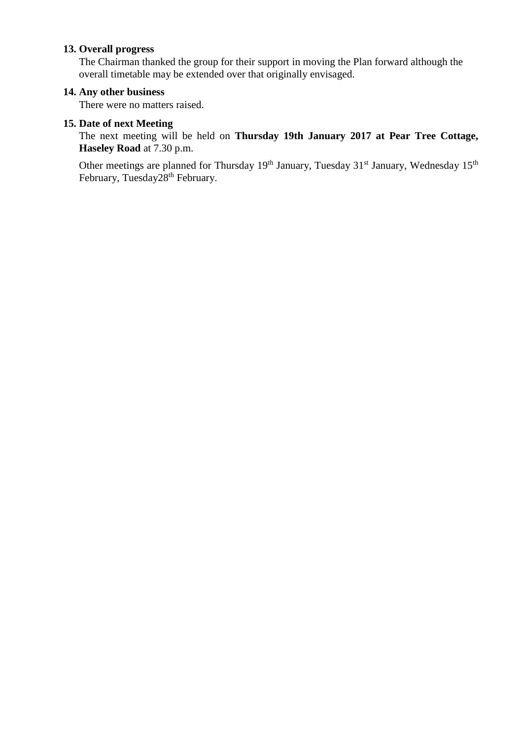**13. Overall progress**

The Chairman thanked the group for their support in moving the Plan forward although the overall timetable may be extended over that originally envisaged.

**14. Any other business**

There were no matters raised.

**15. Date of next Meeting**

The next meeting will be held on **Thursday 19th January 2017 at Pear Tree Cottage, Haseley Road** at 7.30 p.m.

Other meetings are planned for Thursday 19th January, Tuesday 31st January, Wednesday 15th February, Tuesday28th February.